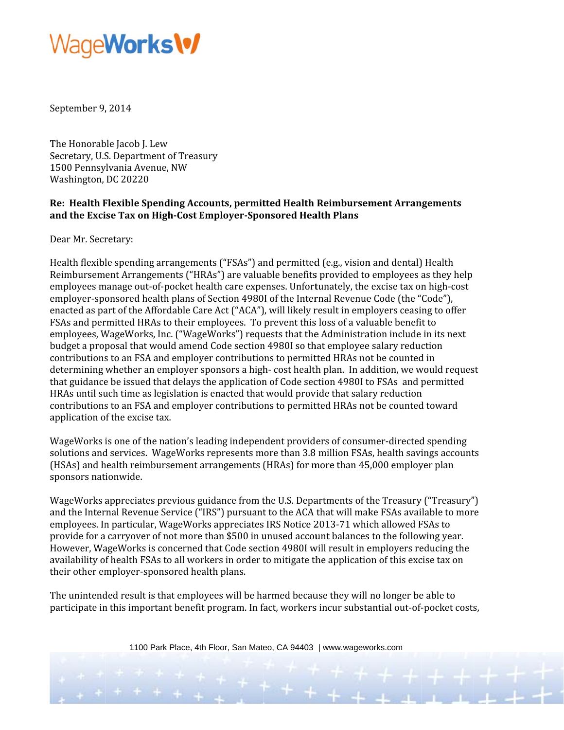WageWorks

September 9, 2014

The Honorable Jacob J. Lew
Secretary, U.S. Department of Treasury
1500 Pennsylvania Avenue, NW
Washington, DC 20220

**Re: Health Flexible Spending Accounts, permitted Health Reimbursement Arrangements and the Excise Tax on High-Cost Employer-Sponsored Health Plans**

Dear Mr. Secretary:

Health flexible spending arrangements ("FSAs") and permitted (e.g., vision and dental) Health Reimbursement Arrangements ("HRAs") are valuable benefits provided to employees as they help employees manage out-of-pocket health care expenses. Unfortunately, the excise tax on high-cost employer-sponsored health plans of Section 4980I of the Internal Revenue Code (the "Code"), enacted as part of the Affordable Care Act ("ACA"), will likely result in employers ceasing to offer FSAs and permitted HRAs to their employees. To prevent this loss of a valuable benefit to employees, WageWorks, Inc. ("WageWorks") requests that the Administration include in its next budget a proposal that would amend Code section 4980I so that employee salary reduction contributions to an FSA and employer contributions to permitted HRAs not be counted in determining whether an employer sponsors a high- cost health plan. In addition, we would request that guidance be issued that delays the application of Code section 4980I to FSAs and permitted HRAs until such time as legislation is enacted that would provide that salary reduction contributions to an FSA and employer contributions to permitted HRAs not be counted toward application of the excise tax.

WageWorks is one of the nation's leading independent providers of consumer-directed spending solutions and services. WageWorks represents more than 3.8 million FSAs, health savings accounts (HSAs) and health reimbursement arrangements (HRAs) for more than 45,000 employer plan sponsors nationwide.

WageWorks appreciates previous guidance from the U.S. Departments of the Treasury ("Treasury") and the Internal Revenue Service ("IRS") pursuant to the ACA that will make FSAs available to more employees. In particular, WageWorks appreciates IRS Notice 2013-71 which allowed FSAs to provide for a carryover of not more than $500 in unused account balances to the following year. However, WageWorks is concerned that Code section 4980I will result in employers reducing the availability of health FSAs to all workers in order to mitigate the application of this excise tax on their other employer-sponsored health plans.

The unintended result is that employees will be harmed because they will no longer be able to participate in this important benefit program. In fact, workers incur substantial out-of-pocket costs,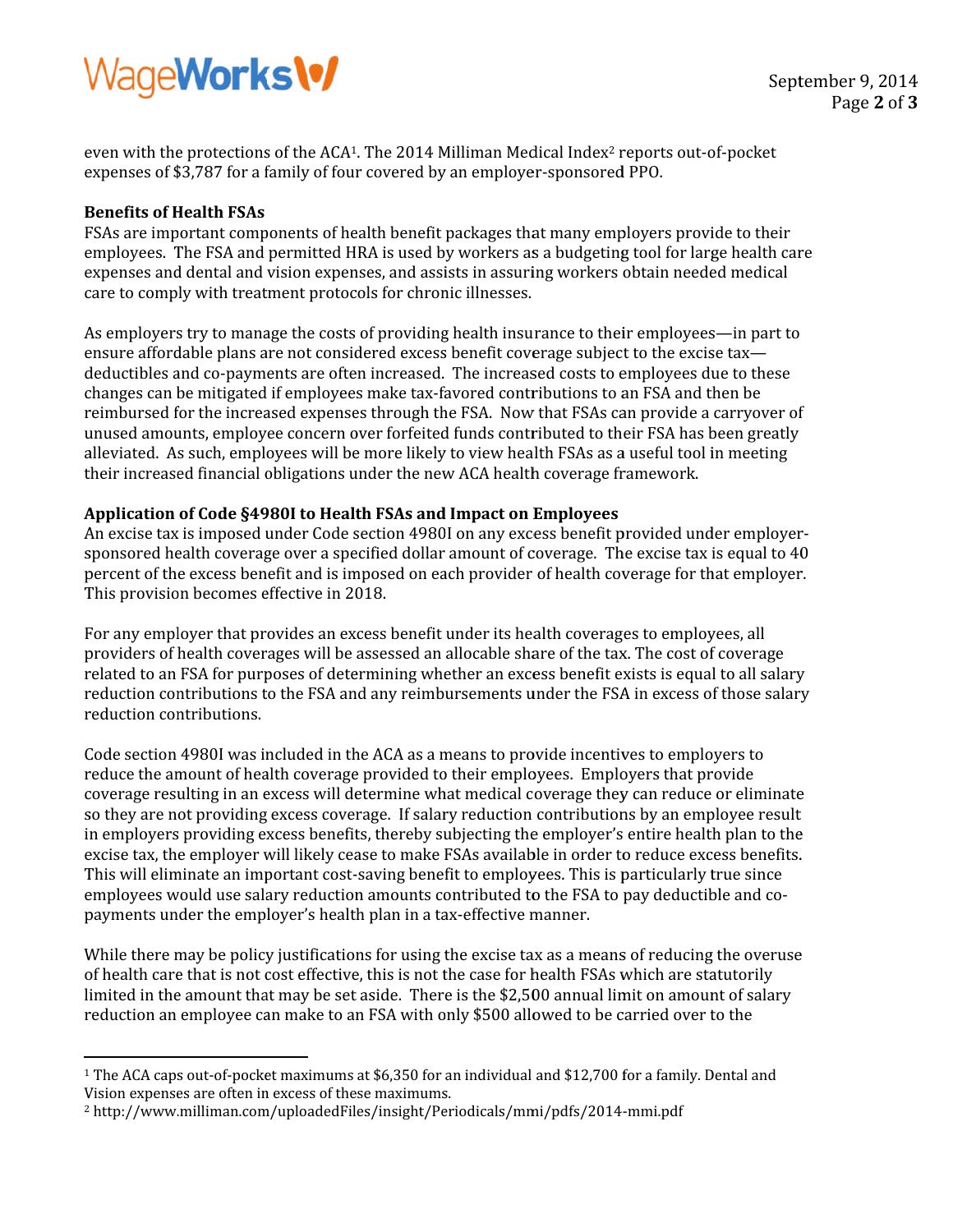even with the protections of the ACA[1]. The 2014 Milliman Medical Index[2] reports out-of-pocket expenses of $3,787 for a family of four covered by an employer-sponsored PPO.

**Benefits of Health FSAs**

FSAs are important components of health benefit packages that many employers provide to their employees. The FSA and permitted HRA is used by workers as a budgeting tool for large health care expenses and dental and vision expenses, and assists in assuring workers obtain needed medical care to comply with treatment protocols for chronic illnesses.

As employers try to manage the costs of providing health insurance to their employees—in part to ensure affordable plans are not considered excess benefit coverage subject to the excise tax—deductibles and co-payments are often increased. The increased costs to employees due to these changes can be mitigated if employees make tax-favored contributions to an FSA and then be reimbursed for the increased expenses through the FSA. Now that FSAs can provide a carryover of unused amounts, employee concern over forfeited funds contributed to their FSA has been greatly alleviated. As such, employees will be more likely to view health FSAs as a useful tool in meeting their increased financial obligations under the new ACA health coverage framework.

**Application of Code §4980I to Health FSAs and Impact on Employees**

An excise tax is imposed under Code section 4980I on any excess benefit provided under employer-sponsored health coverage over a specified dollar amount of coverage. The excise tax is equal to 40 percent of the excess benefit and is imposed on each provider of health coverage for that employer. This provision becomes effective in 2018.

For any employer that provides an excess benefit under its health coverages to employees, all providers of health coverages will be assessed an allocable share of the tax. The cost of coverage related to an FSA for purposes of determining whether an excess benefit exists is equal to all salary reduction contributions to the FSA and any reimbursements under the FSA in excess of those salary reduction contributions.

Code section 4980I was included in the ACA as a means to provide incentives to employers to reduce the amount of health coverage provided to their employees. Employers that provide coverage resulting in an excess will determine what medical coverage they can reduce or eliminate so they are not providing excess coverage. If salary reduction contributions by an employee result in employers providing excess benefits, thereby subjecting the employer's entire health plan to the excise tax, the employer will likely cease to make FSAs available in order to reduce excess benefits. This will eliminate an important cost-saving benefit to employees. This is particularly true since employees would use salary reduction amounts contributed to the FSA to pay deductible and co-payments under the employer's health plan in a tax-effective manner.

While there may be policy justifications for using the excise tax as a means of reducing the overuse of health care that is not cost effective, this is not the case for health FSAs which are statutorily limited in the amount that may be set aside. There is the $2,500 annual limit on amount of salary reduction an employee can make to an FSA with only $500 allowed to be carried over to the

---

[1] The ACA caps out-of-pocket maximums at $6,350 for an individual and $12,700 for a family. Dental and Vision expenses are often in excess of these maximums.

[2] http://www.milliman.com/uploadedFiles/insight/Periodicals/mmi/pdfs/2014-mmi.pdf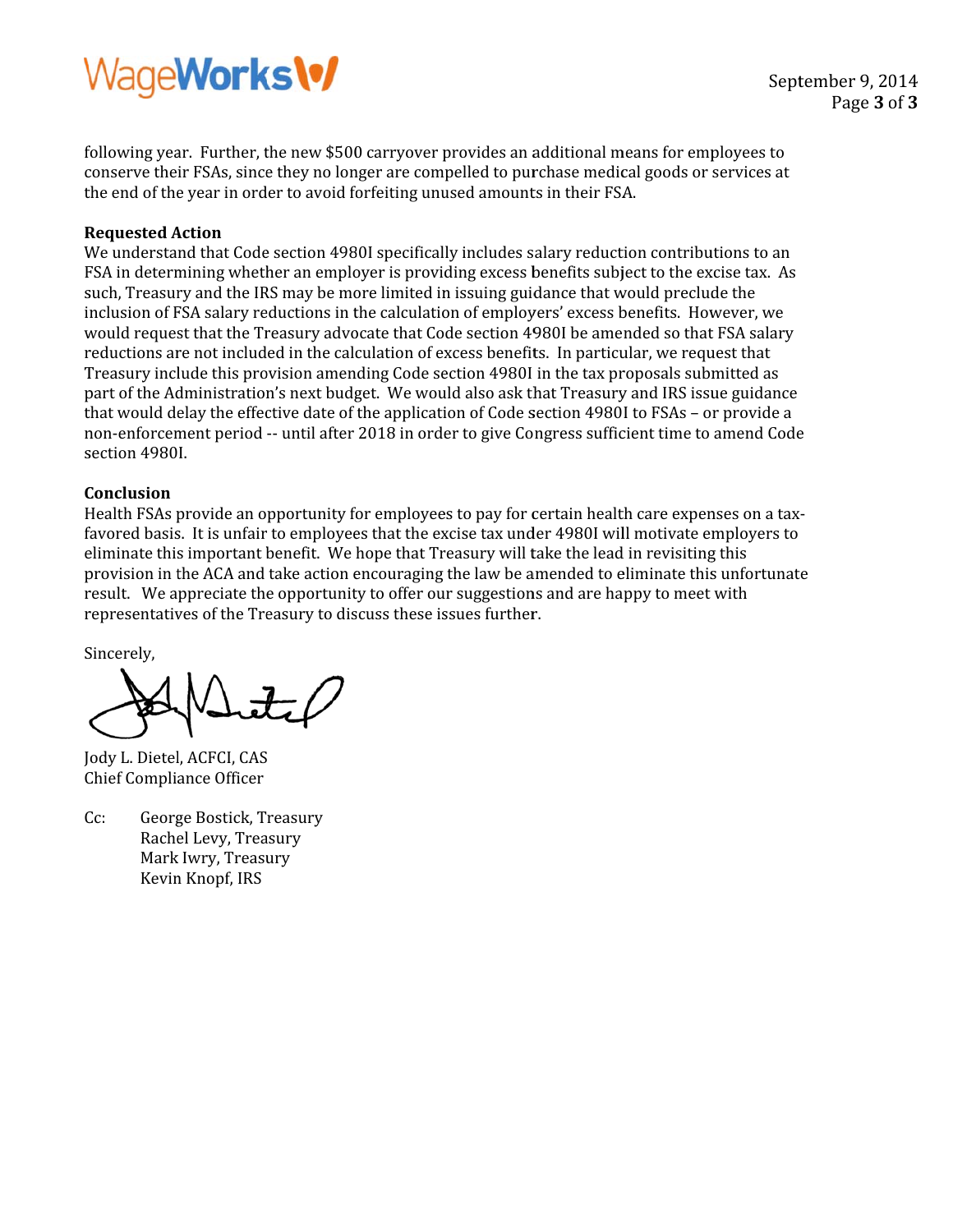following year. Further, the new $500 carryover provides an additional means for employees to conserve their FSAs, since they no longer are compelled to purchase medical goods or services at the end of the year in order to avoid forfeiting unused amounts in their FSA.

**Requested Action**

We understand that Code section 4980I specifically includes salary reduction contributions to an FSA in determining whether an employer is providing excess benefits subject to the excise tax. As such, Treasury and the IRS may be more limited in issuing guidance that would preclude the inclusion of FSA salary reductions in the calculation of employers' excess benefits. However, we would request that the Treasury advocate that Code section 4980I be amended so that FSA salary reductions are not included in the calculation of excess benefits. In particular, we request that Treasury include this provision amending Code section 4980I in the tax proposals submitted as part of the Administration's next budget. We would also ask that Treasury and IRS issue guidance that would delay the effective date of the application of Code section 4980I to FSAs – or provide a non-enforcement period -- until after 2018 in order to give Congress sufficient time to amend Code section 4980I.

**Conclusion**

Health FSAs provide an opportunity for employees to pay for certain health care expenses on a tax-favored basis. It is unfair to employees that the excise tax under 4980I will motivate employers to eliminate this important benefit. We hope that Treasury will take the lead in revisiting this provision in the ACA and take action encouraging the law be amended to eliminate this unfortunate result. We appreciate the opportunity to offer our suggestions and are happy to meet with representatives of the Treasury to discuss these issues further.

Sincerely,

Jody L. Dietel, ACFCI, CAS
Chief Compliance Officer

Cc: George Bostick, Treasury
Rachel Levy, Treasury
Mark Iwry, Treasury
Kevin Knopf, IRS